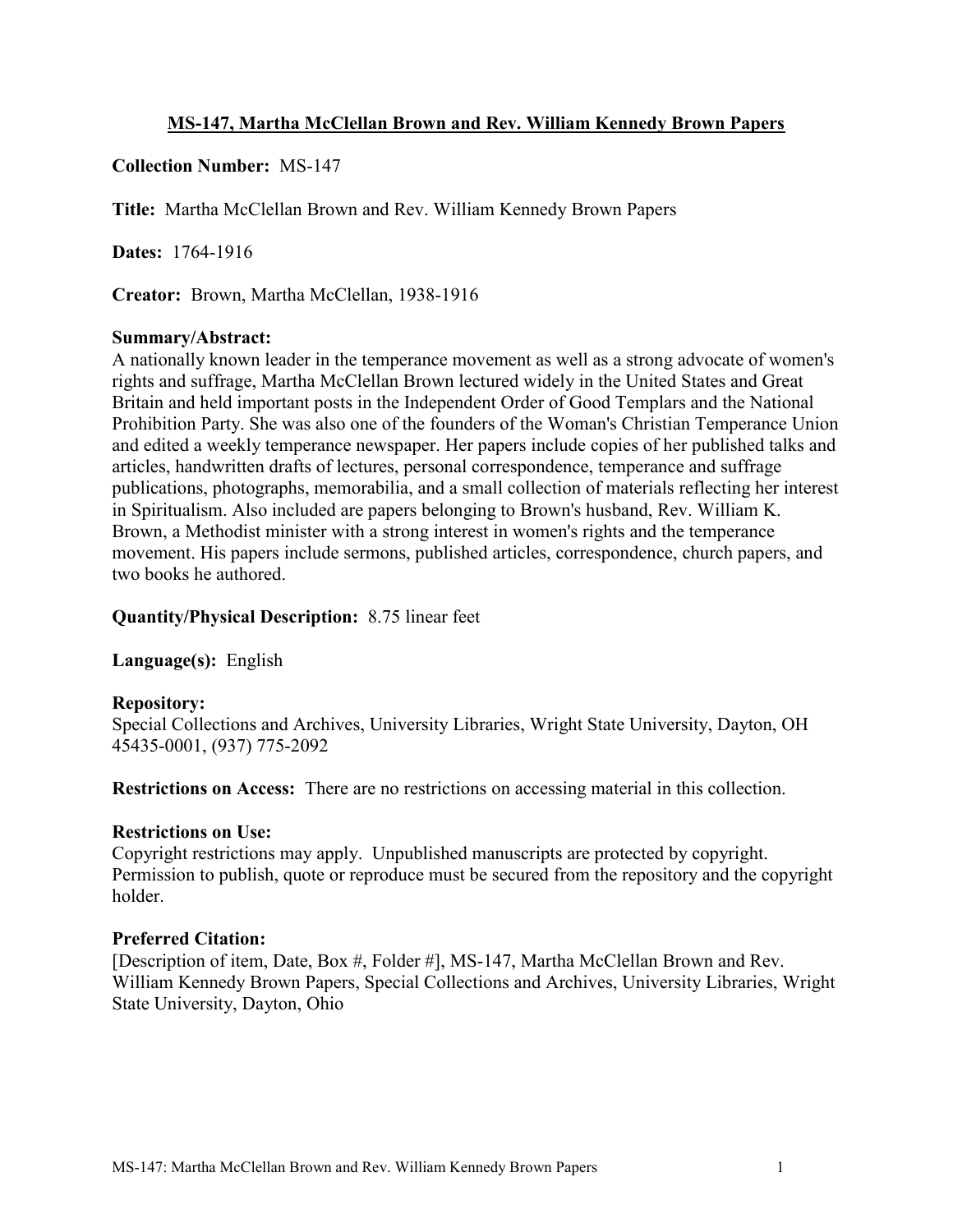# MS-147, Martha McClellan Brown and Rev. William Kennedy Brown Papers

**Collection Number:** MS-147

**Title:** Martha McClellan Brown and Rev. William Kennedy Brown Papers

**Dates:** 1764-1916

**Creator:** Brown, Martha McClellan, 1938-1916

**Summary/Abstract:**
A nationally known leader in the temperance movement as well as a strong advocate of women's rights and suffrage, Martha McClellan Brown lectured widely in the United States and Great Britain and held important posts in the Independent Order of Good Templars and the National Prohibition Party. She was also one of the founders of the Woman's Christian Temperance Union and edited a weekly temperance newspaper. Her papers include copies of her published talks and articles, handwritten drafts of lectures, personal correspondence, temperance and suffrage publications, photographs, memorabilia, and a small collection of materials reflecting her interest in Spiritualism. Also included are papers belonging to Brown's husband, Rev. William K. Brown, a Methodist minister with a strong interest in women's rights and the temperance movement. His papers include sermons, published articles, correspondence, church papers, and two books he authored.

**Quantity/Physical Description:** 8.75 linear feet

**Language(s):** English

**Repository:**
Special Collections and Archives, University Libraries, Wright State University, Dayton, OH 45435-0001, (937) 775-2092

**Restrictions on Access:** There are no restrictions on accessing material in this collection.

**Restrictions on Use:**
Copyright restrictions may apply. Unpublished manuscripts are protected by copyright. Permission to publish, quote or reproduce must be secured from the repository and the copyright holder.

**Preferred Citation:**
[Description of item, Date, Box #, Folder #], MS-147, Martha McClellan Brown and Rev. William Kennedy Brown Papers, Special Collections and Archives, University Libraries, Wright State University, Dayton, Ohio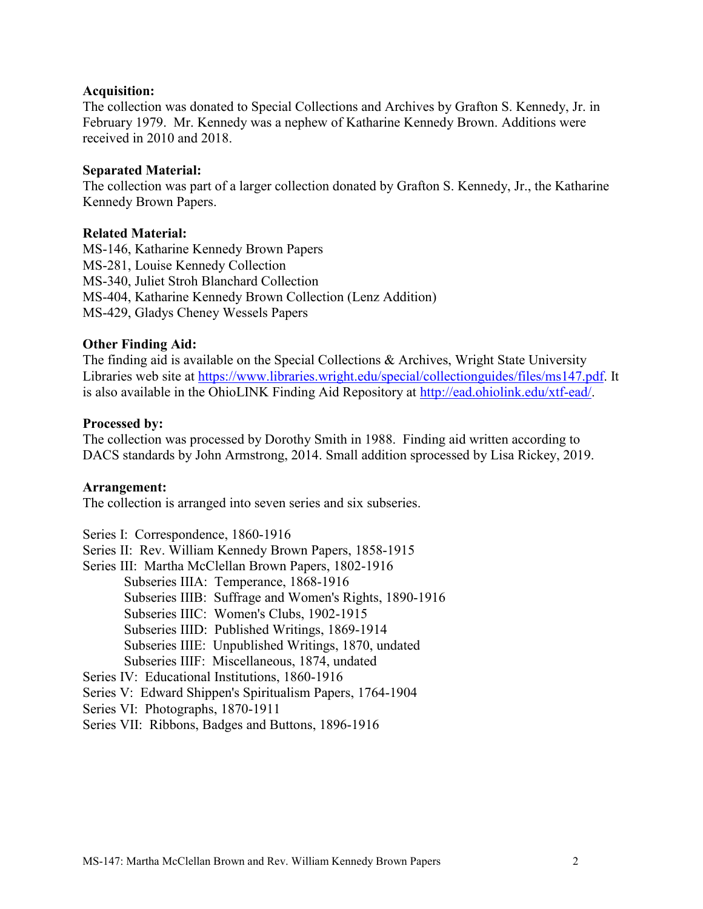**Acquisition:**
The collection was donated to Special Collections and Archives by Grafton S. Kennedy, Jr. in February 1979. Mr. Kennedy was a nephew of Katharine Kennedy Brown. Additions were received in 2010 and 2018.

**Separated Material:**
The collection was part of a larger collection donated by Grafton S. Kennedy, Jr., the Katharine Kennedy Brown Papers.

**Related Material:**
MS-146, Katharine Kennedy Brown Papers
MS-281, Louise Kennedy Collection
MS-340, Juliet Stroh Blanchard Collection
MS-404, Katharine Kennedy Brown Collection (Lenz Addition)
MS-429, Gladys Cheney Wessels Papers

**Other Finding Aid:**
The finding aid is available on the Special Collections & Archives, Wright State University Libraries web site at https://www.libraries.wright.edu/special/collectionguides/files/ms147.pdf. It is also available in the OhioLINK Finding Aid Repository at http://ead.ohiolink.edu/xtf-ead/.

**Processed by:**
The collection was processed by Dorothy Smith in 1988. Finding aid written according to DACS standards by John Armstrong, 2014. Small addition sprocessed by Lisa Rickey, 2019.

**Arrangement:**
The collection is arranged into seven series and six subseries.

Series I: Correspondence, 1860-1916
Series II: Rev. William Kennedy Brown Papers, 1858-1915
Series III: Martha McClellan Brown Papers, 1802-1916
- Subseries IIIA: Temperance, 1868-1916
- Subseries IIIB: Suffrage and Women's Rights, 1890-1916
- Subseries IIIC: Women's Clubs, 1902-1915
- Subseries IIID: Published Writings, 1869-1914
- Subseries IIIE: Unpublished Writings, 1870, undated
- Subseries IIIF: Miscellaneous, 1874, undated

Series IV: Educational Institutions, 1860-1916
Series V: Edward Shippen's Spiritualism Papers, 1764-1904
Series VI: Photographs, 1870-1911
Series VII: Ribbons, Badges and Buttons, 1896-1916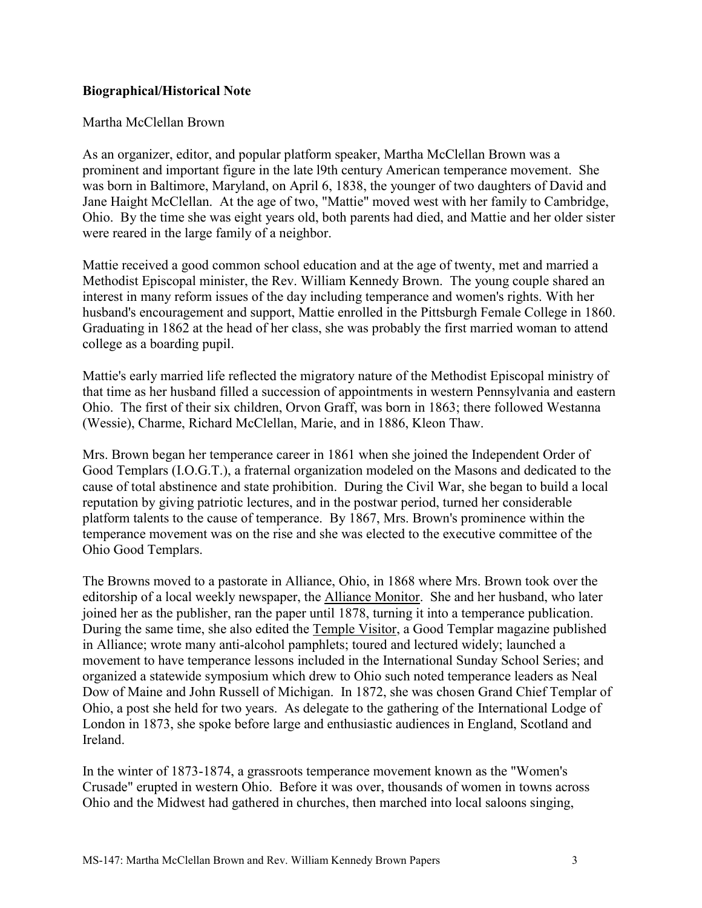**Biographical/Historical Note**

Martha McClellan Brown

As an organizer, editor, and popular platform speaker, Martha McClellan Brown was a prominent and important figure in the late l9th century American temperance movement. She was born in Baltimore, Maryland, on April 6, 1838, the younger of two daughters of David and Jane Haight McClellan. At the age of two, "Mattie" moved west with her family to Cambridge, Ohio. By the time she was eight years old, both parents had died, and Mattie and her older sister were reared in the large family of a neighbor.

Mattie received a good common school education and at the age of twenty, met and married a Methodist Episcopal minister, the Rev. William Kennedy Brown. The young couple shared an interest in many reform issues of the day including temperance and women's rights. With her husband's encouragement and support, Mattie enrolled in the Pittsburgh Female College in 1860. Graduating in 1862 at the head of her class, she was probably the first married woman to attend college as a boarding pupil.

Mattie's early married life reflected the migratory nature of the Methodist Episcopal ministry of that time as her husband filled a succession of appointments in western Pennsylvania and eastern Ohio. The first of their six children, Orvon Graff, was born in 1863; there followed Westanna (Wessie), Charme, Richard McClellan, Marie, and in 1886, Kleon Thaw.

Mrs. Brown began her temperance career in 1861 when she joined the Independent Order of Good Templars (I.O.G.T.), a fraternal organization modeled on the Masons and dedicated to the cause of total abstinence and state prohibition. During the Civil War, she began to build a local reputation by giving patriotic lectures, and in the postwar period, turned her considerable platform talents to the cause of temperance. By 1867, Mrs. Brown's prominence within the temperance movement was on the rise and she was elected to the executive committee of the Ohio Good Templars.

The Browns moved to a pastorate in Alliance, Ohio, in 1868 where Mrs. Brown took over the editorship of a local weekly newspaper, the <u>Alliance Monitor</u>. She and her husband, who later joined her as the publisher, ran the paper until 1878, turning it into a temperance publication. During the same time, she also edited the <u>Temple Visitor</u>, a Good Templar magazine published in Alliance; wrote many anti-alcohol pamphlets; toured and lectured widely; launched a movement to have temperance lessons included in the International Sunday School Series; and organized a statewide symposium which drew to Ohio such noted temperance leaders as Neal Dow of Maine and John Russell of Michigan. In 1872, she was chosen Grand Chief Templar of Ohio, a post she held for two years. As delegate to the gathering of the International Lodge of London in 1873, she spoke before large and enthusiastic audiences in England, Scotland and Ireland.

In the winter of 1873-1874, a grassroots temperance movement known as the "Women's Crusade" erupted in western Ohio. Before it was over, thousands of women in towns across Ohio and the Midwest had gathered in churches, then marched into local saloons singing,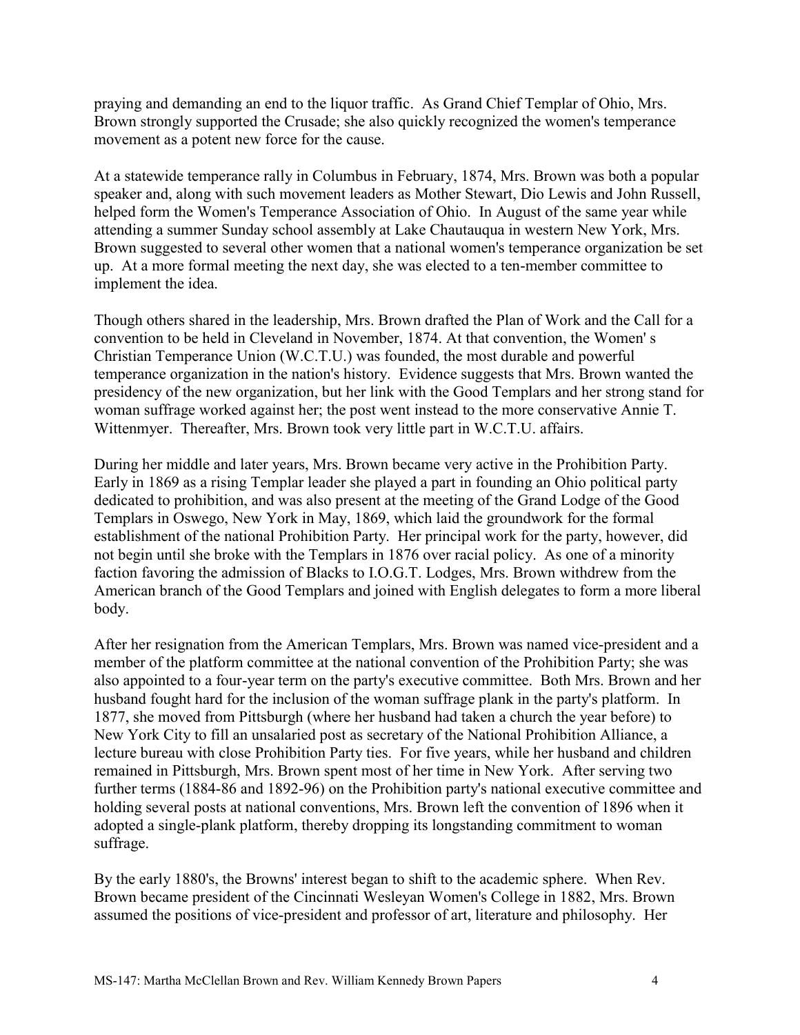praying and demanding an end to the liquor traffic. As Grand Chief Templar of Ohio, Mrs. Brown strongly supported the Crusade; she also quickly recognized the women's temperance movement as a potent new force for the cause.

At a statewide temperance rally in Columbus in February, 1874, Mrs. Brown was both a popular speaker and, along with such movement leaders as Mother Stewart, Dio Lewis and John Russell, helped form the Women's Temperance Association of Ohio. In August of the same year while attending a summer Sunday school assembly at Lake Chautauqua in western New York, Mrs. Brown suggested to several other women that a national women's temperance organization be set up. At a more formal meeting the next day, she was elected to a ten-member committee to implement the idea.

Though others shared in the leadership, Mrs. Brown drafted the Plan of Work and the Call for a convention to be held in Cleveland in November, 1874. At that convention, the Women' s Christian Temperance Union (W.C.T.U.) was founded, the most durable and powerful temperance organization in the nation's history. Evidence suggests that Mrs. Brown wanted the presidency of the new organization, but her link with the Good Templars and her strong stand for woman suffrage worked against her; the post went instead to the more conservative Annie T. Wittenmyer. Thereafter, Mrs. Brown took very little part in W.C.T.U. affairs.

During her middle and later years, Mrs. Brown became very active in the Prohibition Party. Early in 1869 as a rising Templar leader she played a part in founding an Ohio political party dedicated to prohibition, and was also present at the meeting of the Grand Lodge of the Good Templars in Oswego, New York in May, 1869, which laid the groundwork for the formal establishment of the national Prohibition Party. Her principal work for the party, however, did not begin until she broke with the Templars in 1876 over racial policy. As one of a minority faction favoring the admission of Blacks to I.O.G.T. Lodges, Mrs. Brown withdrew from the American branch of the Good Templars and joined with English delegates to form a more liberal body.

After her resignation from the American Templars, Mrs. Brown was named vice-president and a member of the platform committee at the national convention of the Prohibition Party; she was also appointed to a four-year term on the party's executive committee. Both Mrs. Brown and her husband fought hard for the inclusion of the woman suffrage plank in the party's platform. In 1877, she moved from Pittsburgh (where her husband had taken a church the year before) to New York City to fill an unsalaried post as secretary of the National Prohibition Alliance, a lecture bureau with close Prohibition Party ties. For five years, while her husband and children remained in Pittsburgh, Mrs. Brown spent most of her time in New York. After serving two further terms (1884-86 and 1892-96) on the Prohibition party's national executive committee and holding several posts at national conventions, Mrs. Brown left the convention of 1896 when it adopted a single-plank platform, thereby dropping its longstanding commitment to woman suffrage.

By the early 1880's, the Browns' interest began to shift to the academic sphere. When Rev. Brown became president of the Cincinnati Wesleyan Women's College in 1882, Mrs. Brown assumed the positions of vice-president and professor of art, literature and philosophy. Her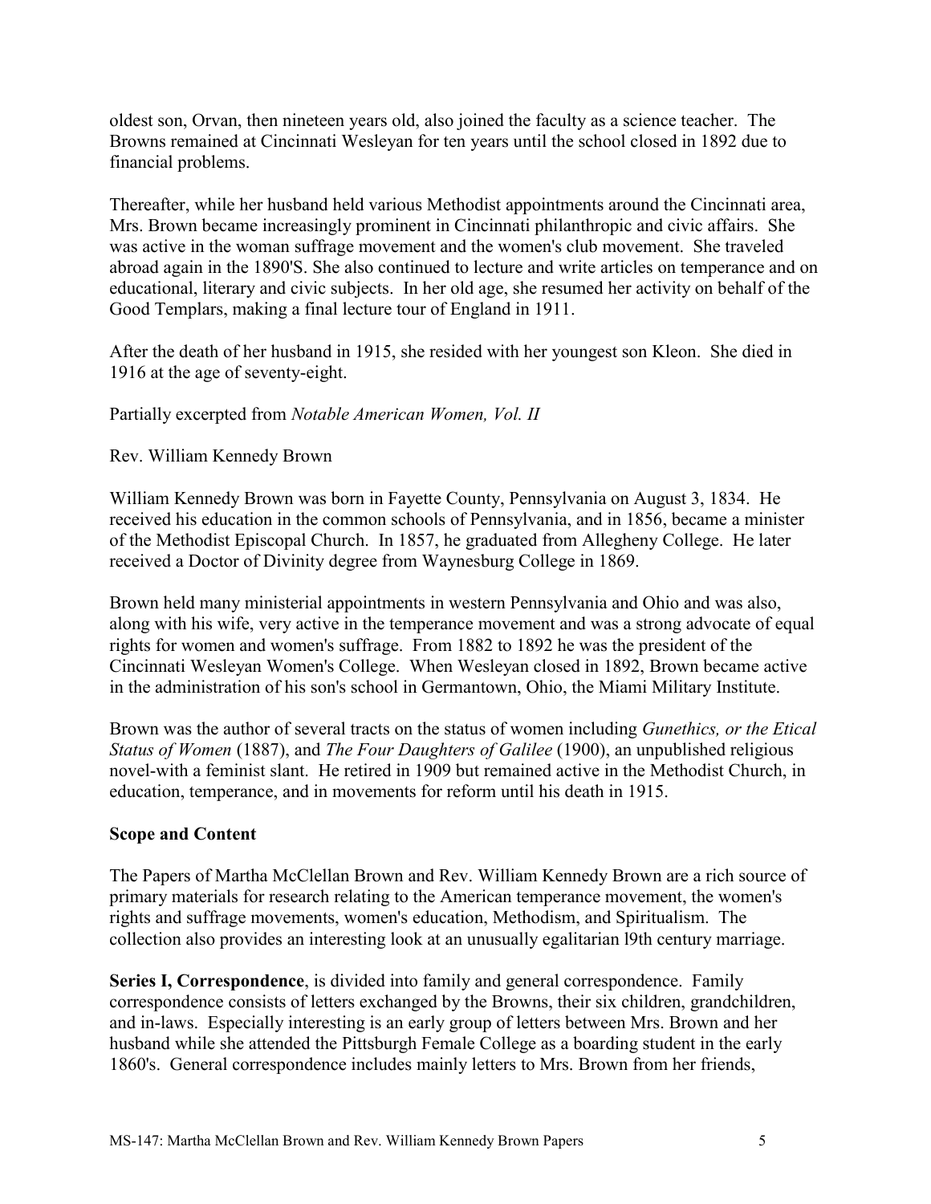oldest son, Orvan, then nineteen years old, also joined the faculty as a science teacher. The Browns remained at Cincinnati Wesleyan for ten years until the school closed in 1892 due to financial problems.

Thereafter, while her husband held various Methodist appointments around the Cincinnati area, Mrs. Brown became increasingly prominent in Cincinnati philanthropic and civic affairs. She was active in the woman suffrage movement and the women's club movement. She traveled abroad again in the 1890'S. She also continued to lecture and write articles on temperance and on educational, literary and civic subjects. In her old age, she resumed her activity on behalf of the Good Templars, making a final lecture tour of England in 1911.

After the death of her husband in 1915, she resided with her youngest son Kleon. She died in 1916 at the age of seventy-eight.

Partially excerpted from *Notable American Women, Vol. II*

Rev. William Kennedy Brown

William Kennedy Brown was born in Fayette County, Pennsylvania on August 3, 1834. He received his education in the common schools of Pennsylvania, and in 1856, became a minister of the Methodist Episcopal Church. In 1857, he graduated from Allegheny College. He later received a Doctor of Divinity degree from Waynesburg College in 1869.

Brown held many ministerial appointments in western Pennsylvania and Ohio and was also, along with his wife, very active in the temperance movement and was a strong advocate of equal rights for women and women's suffrage. From 1882 to 1892 he was the president of the Cincinnati Wesleyan Women's College. When Wesleyan closed in 1892, Brown became active in the administration of his son's school in Germantown, Ohio, the Miami Military Institute.

Brown was the author of several tracts on the status of women including *Gunethics, or the Etical Status of Women* (1887), and *The Four Daughters of Galilee* (1900), an unpublished religious novel-with a feminist slant. He retired in 1909 but remained active in the Methodist Church, in education, temperance, and in movements for reform until his death in 1915.

**Scope and Content**

The Papers of Martha McClellan Brown and Rev. William Kennedy Brown are a rich source of primary materials for research relating to the American temperance movement, the women's rights and suffrage movements, women's education, Methodism, and Spiritualism. The collection also provides an interesting look at an unusually egalitarian l9th century marriage.

**Series I, Correspondence**, is divided into family and general correspondence. Family correspondence consists of letters exchanged by the Browns, their six children, grandchildren, and in-laws. Especially interesting is an early group of letters between Mrs. Brown and her husband while she attended the Pittsburgh Female College as a boarding student in the early 1860's. General correspondence includes mainly letters to Mrs. Brown from her friends,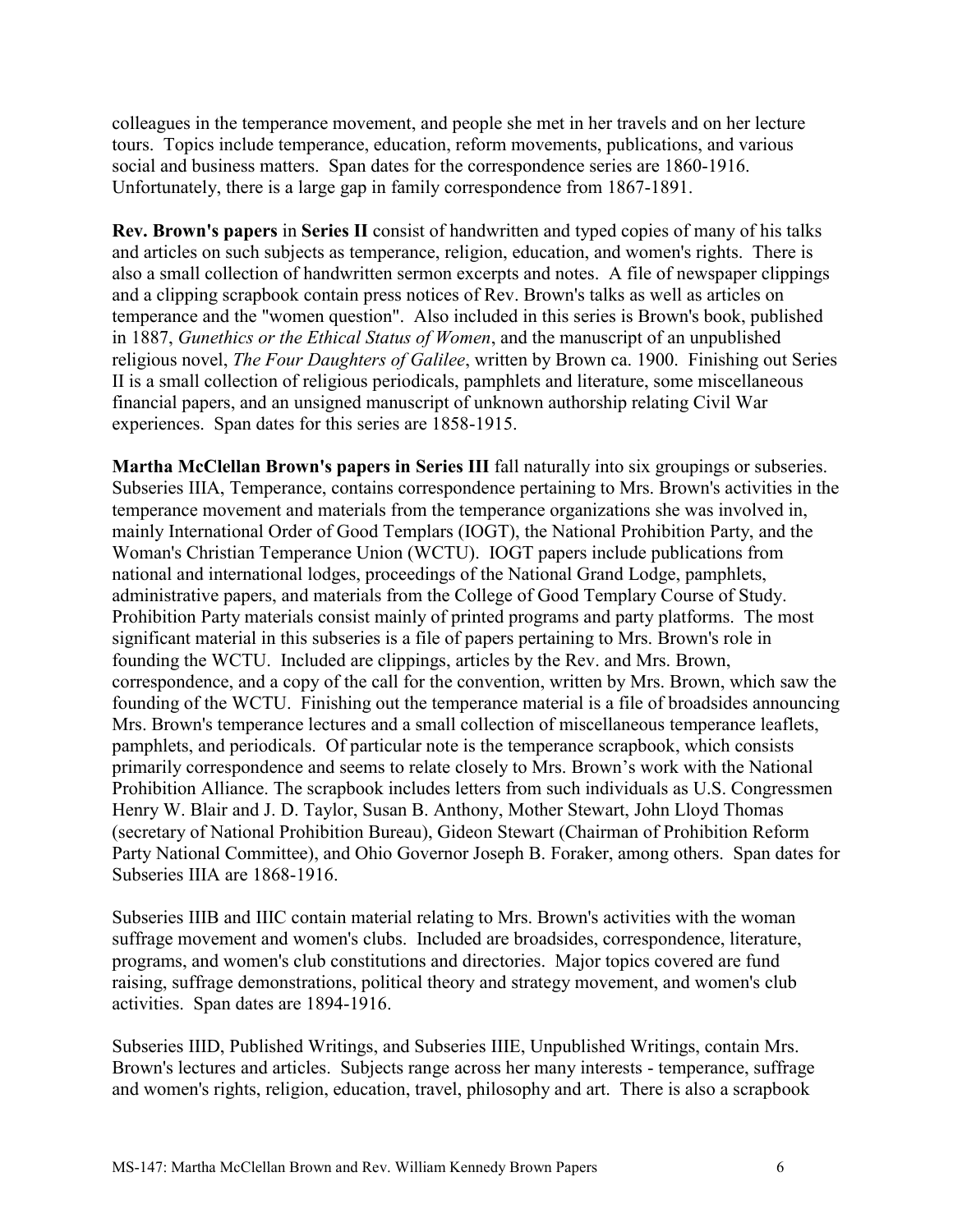colleagues in the temperance movement, and people she met in her travels and on her lecture tours. Topics include temperance, education, reform movements, publications, and various social and business matters. Span dates for the correspondence series are 1860-1916. Unfortunately, there is a large gap in family correspondence from 1867-1891.

**Rev. Brown's papers** in **Series II** consist of handwritten and typed copies of many of his talks and articles on such subjects as temperance, religion, education, and women's rights. There is also a small collection of handwritten sermon excerpts and notes. A file of newspaper clippings and a clipping scrapbook contain press notices of Rev. Brown's talks as well as articles on temperance and the "women question". Also included in this series is Brown's book, published in 1887, *Gunethics or the Ethical Status of Women*, and the manuscript of an unpublished religious novel, *The Four Daughters of Galilee*, written by Brown ca. 1900. Finishing out Series II is a small collection of religious periodicals, pamphlets and literature, some miscellaneous financial papers, and an unsigned manuscript of unknown authorship relating Civil War experiences. Span dates for this series are 1858-1915.

**Martha McClellan Brown's papers in Series III** fall naturally into six groupings or subseries. Subseries IIIA, Temperance, contains correspondence pertaining to Mrs. Brown's activities in the temperance movement and materials from the temperance organizations she was involved in, mainly International Order of Good Templars (IOGT), the National Prohibition Party, and the Woman's Christian Temperance Union (WCTU). IOGT papers include publications from national and international lodges, proceedings of the National Grand Lodge, pamphlets, administrative papers, and materials from the College of Good Templary Course of Study. Prohibition Party materials consist mainly of printed programs and party platforms. The most significant material in this subseries is a file of papers pertaining to Mrs. Brown's role in founding the WCTU. Included are clippings, articles by the Rev. and Mrs. Brown, correspondence, and a copy of the call for the convention, written by Mrs. Brown, which saw the founding of the WCTU. Finishing out the temperance material is a file of broadsides announcing Mrs. Brown's temperance lectures and a small collection of miscellaneous temperance leaflets, pamphlets, and periodicals. Of particular note is the temperance scrapbook, which consists primarily correspondence and seems to relate closely to Mrs. Brown's work with the National Prohibition Alliance. The scrapbook includes letters from such individuals as U.S. Congressmen Henry W. Blair and J. D. Taylor, Susan B. Anthony, Mother Stewart, John Lloyd Thomas (secretary of National Prohibition Bureau), Gideon Stewart (Chairman of Prohibition Reform Party National Committee), and Ohio Governor Joseph B. Foraker, among others. Span dates for Subseries IIIA are 1868-1916.

Subseries IIIB and IIIC contain material relating to Mrs. Brown's activities with the woman suffrage movement and women's clubs. Included are broadsides, correspondence, literature, programs, and women's club constitutions and directories. Major topics covered are fund raising, suffrage demonstrations, political theory and strategy movement, and women's club activities. Span dates are 1894-1916.

Subseries IIID, Published Writings, and Subseries IIIE, Unpublished Writings, contain Mrs. Brown's lectures and articles. Subjects range across her many interests - temperance, suffrage and women's rights, religion, education, travel, philosophy and art. There is also a scrapbook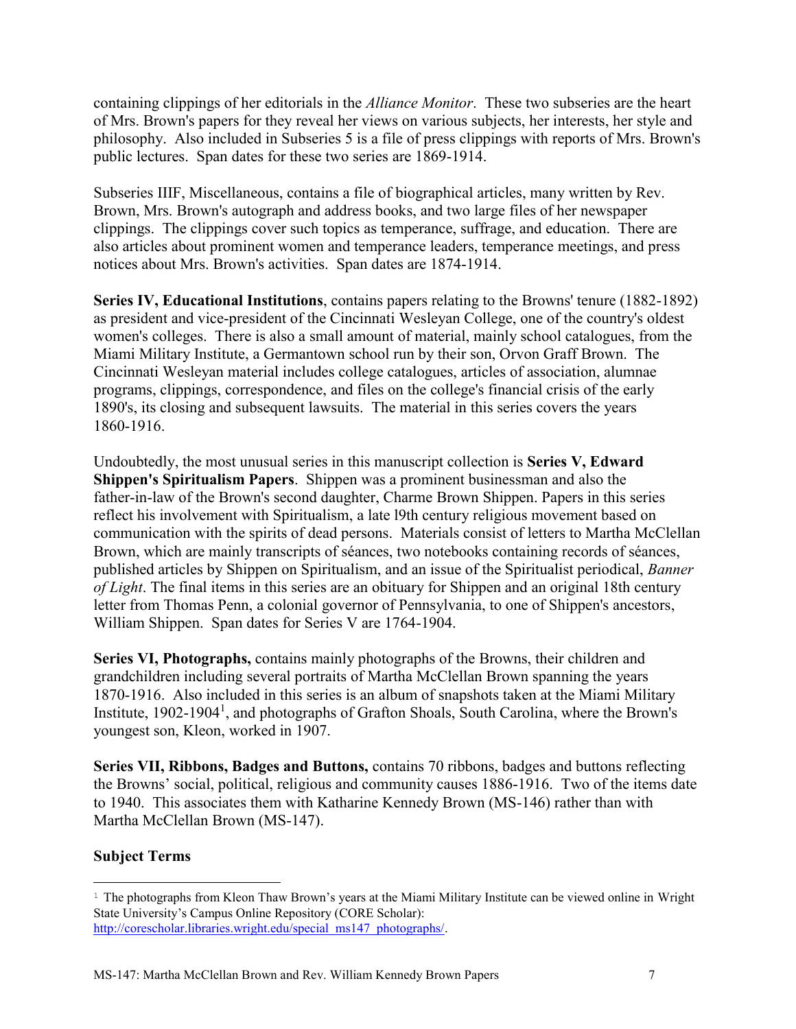containing clippings of her editorials in the *Alliance Monitor*. These two subseries are the heart of Mrs. Brown's papers for they reveal her views on various subjects, her interests, her style and philosophy. Also included in Subseries 5 is a file of press clippings with reports of Mrs. Brown's public lectures. Span dates for these two series are 1869-1914.

Subseries IIIF, Miscellaneous, contains a file of biographical articles, many written by Rev. Brown, Mrs. Brown's autograph and address books, and two large files of her newspaper clippings. The clippings cover such topics as temperance, suffrage, and education. There are also articles about prominent women and temperance leaders, temperance meetings, and press notices about Mrs. Brown's activities. Span dates are 1874-1914.

**Series IV, Educational Institutions**, contains papers relating to the Browns' tenure (1882-1892) as president and vice-president of the Cincinnati Wesleyan College, one of the country's oldest women's colleges. There is also a small amount of material, mainly school catalogues, from the Miami Military Institute, a Germantown school run by their son, Orvon Graff Brown. The Cincinnati Wesleyan material includes college catalogues, articles of association, alumnae programs, clippings, correspondence, and files on the college's financial crisis of the early 1890's, its closing and subsequent lawsuits. The material in this series covers the years 1860-1916.

Undoubtedly, the most unusual series in this manuscript collection is **Series V, Edward Shippen's Spiritualism Papers**. Shippen was a prominent businessman and also the father-in-law of the Brown's second daughter, Charme Brown Shippen. Papers in this series reflect his involvement with Spiritualism, a late l9th century religious movement based on communication with the spirits of dead persons. Materials consist of letters to Martha McClellan Brown, which are mainly transcripts of séances, two notebooks containing records of séances, published articles by Shippen on Spiritualism, and an issue of the Spiritualist periodical, *Banner of Light*. The final items in this series are an obituary for Shippen and an original 18th century letter from Thomas Penn, a colonial governor of Pennsylvania, to one of Shippen's ancestors, William Shippen. Span dates for Series V are 1764-1904.

**Series VI, Photographs,** contains mainly photographs of the Browns, their children and grandchildren including several portraits of Martha McClellan Brown spanning the years 1870-1916. Also included in this series is an album of snapshots taken at the Miami Military Institute, 1902-1904[1], and photographs of Grafton Shoals, South Carolina, where the Brown's youngest son, Kleon, worked in 1907.

**Series VII, Ribbons, Badges and Buttons,** contains 70 ribbons, badges and buttons reflecting the Browns' social, political, religious and community causes 1886-1916. Two of the items date to 1940. This associates them with Katharine Kennedy Brown (MS-146) rather than with Martha McClellan Brown (MS-147).

## Subject Terms

---

[1] The photographs from Kleon Thaw Brown's years at the Miami Military Institute can be viewed online in Wright State University's Campus Online Repository (CORE Scholar): http://corescholar.libraries.wright.edu/special_ms147_photographs/.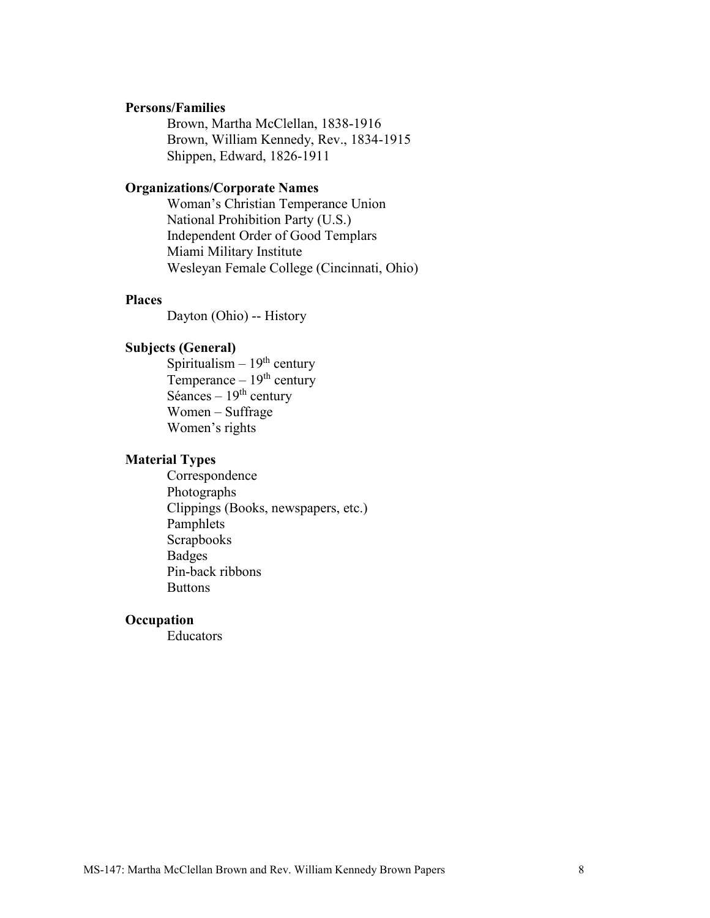**Persons/Families**

- Brown, Martha McClellan, 1838-1916
- Brown, William Kennedy, Rev., 1834-1915
- Shippen, Edward, 1826-1911

**Organizations/Corporate Names**

- Woman's Christian Temperance Union
- National Prohibition Party (U.S.)
- Independent Order of Good Templars
- Miami Military Institute
- Wesleyan Female College (Cincinnati, Ohio)

**Places**

- Dayton (Ohio) -- History

**Subjects (General)**

- Spiritualism – 19th century
- Temperance – 19th century
- Séances – 19th century
- Women – Suffrage
- Women's rights

**Material Types**

- Correspondence
- Photographs
- Clippings (Books, newspapers, etc.)
- Pamphlets
- Scrapbooks
- Badges
- Pin-back ribbons
- Buttons

**Occupation**

- Educators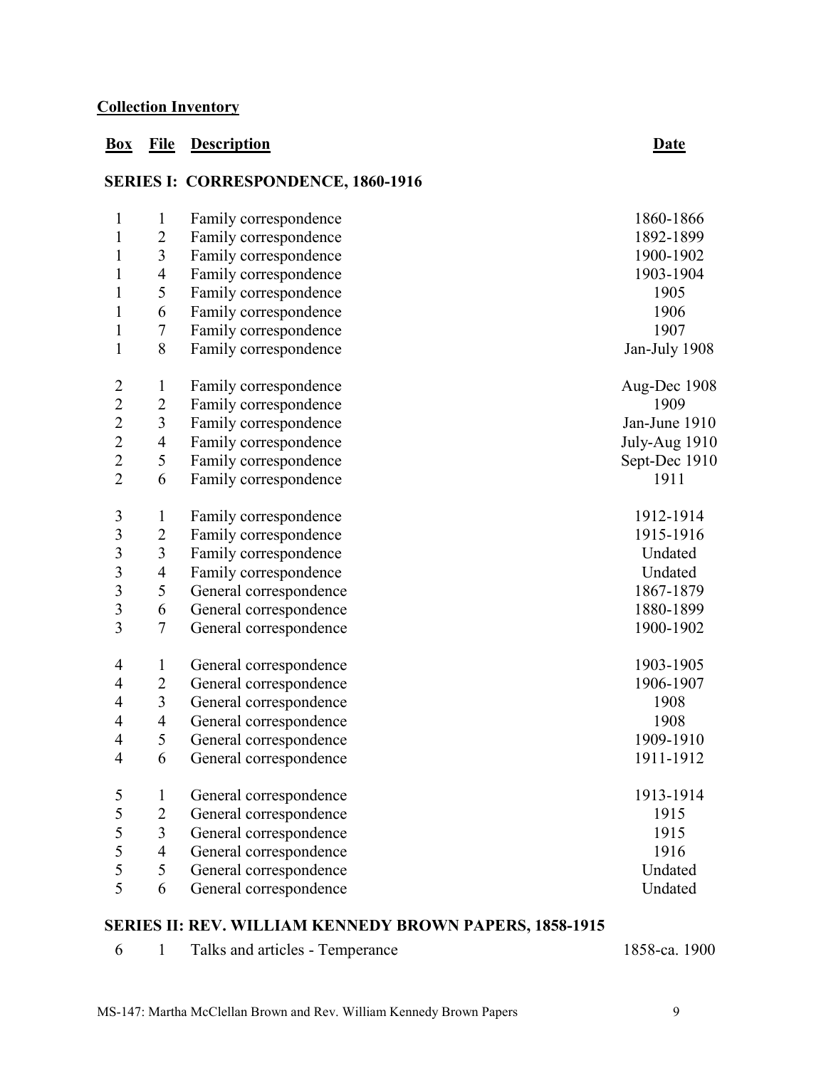## Collection Inventory

| Box | File | Description | Date |
|---|---|---|---|
| **SERIES I: CORRESPONDENCE, 1860-1916** | | | |
| 1 | 1 | Family correspondence | 1860-1866 |
| 1 | 2 | Family correspondence | 1892-1899 |
| 1 | 3 | Family correspondence | 1900-1902 |
| 1 | 4 | Family correspondence | 1903-1904 |
| 1 | 5 | Family correspondence | 1905 |
| 1 | 6 | Family correspondence | 1906 |
| 1 | 7 | Family correspondence | 1907 |
| 1 | 8 | Family correspondence | Jan-July 1908 |
| 2 | 1 | Family correspondence | Aug-Dec 1908 |
| 2 | 2 | Family correspondence | 1909 |
| 2 | 3 | Family correspondence | Jan-June 1910 |
| 2 | 4 | Family correspondence | July-Aug 1910 |
| 2 | 5 | Family correspondence | Sept-Dec 1910 |
| 2 | 6 | Family correspondence | 1911 |
| 3 | 1 | Family correspondence | 1912-1914 |
| 3 | 2 | Family correspondence | 1915-1916 |
| 3 | 3 | Family correspondence | Undated |
| 3 | 4 | Family correspondence | Undated |
| 3 | 5 | General correspondence | 1867-1879 |
| 3 | 6 | General correspondence | 1880-1899 |
| 3 | 7 | General correspondence | 1900-1902 |
| 4 | 1 | General correspondence | 1903-1905 |
| 4 | 2 | General correspondence | 1906-1907 |
| 4 | 3 | General correspondence | 1908 |
| 4 | 4 | General correspondence | 1908 |
| 4 | 5 | General correspondence | 1909-1910 |
| 4 | 6 | General correspondence | 1911-1912 |
| 5 | 1 | General correspondence | 1913-1914 |
| 5 | 2 | General correspondence | 1915 |
| 5 | 3 | General correspondence | 1915 |
| 5 | 4 | General correspondence | 1916 |
| 5 | 5 | General correspondence | Undated |
| 5 | 6 | General correspondence | Undated |
| **SERIES II: REV. WILLIAM KENNEDY BROWN PAPERS, 1858-1915** | | | |
| 6 | 1 | Talks and articles - Temperance | 1858-ca. 1900 |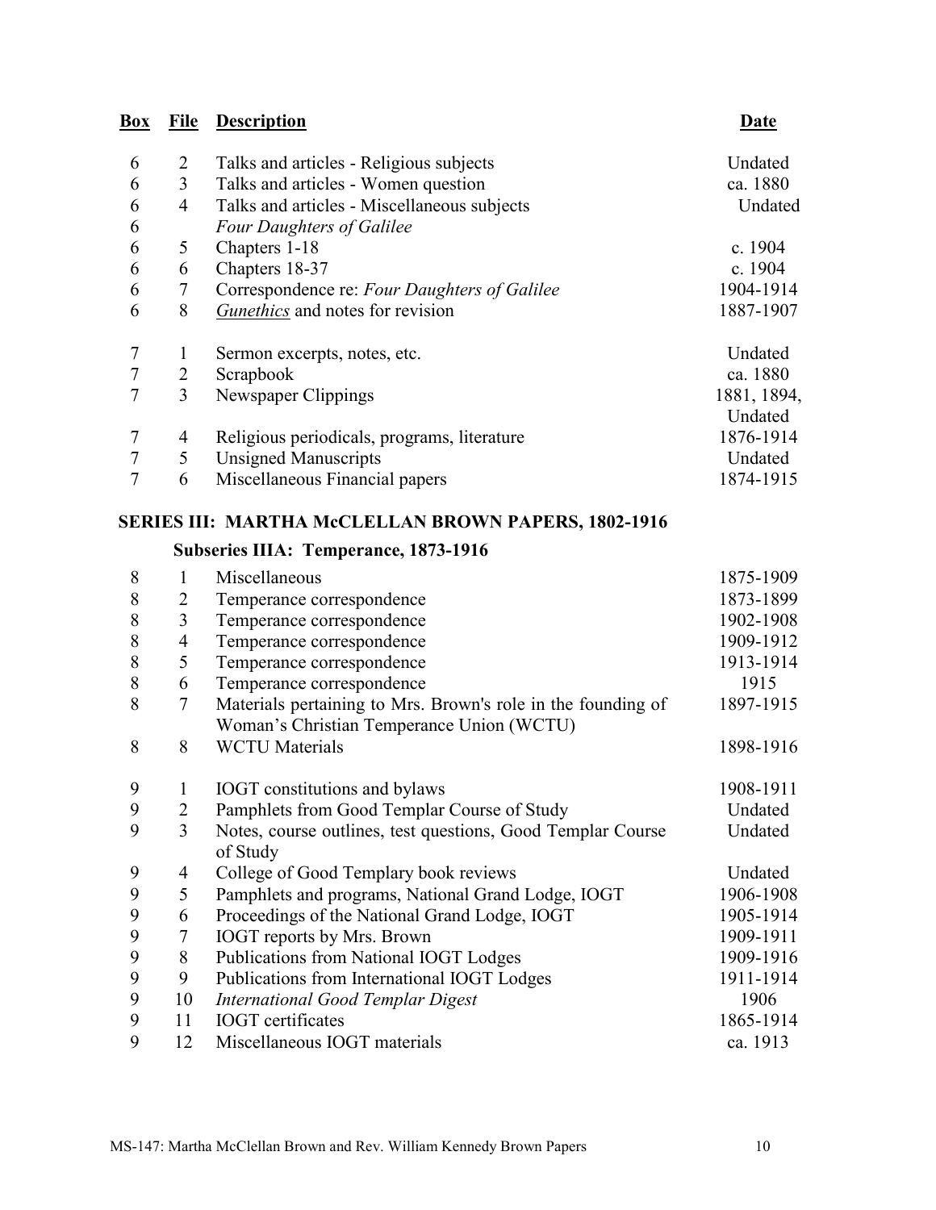| Box | File | Description | Date |
|---|---|---|---|
| 6 | 2 | Talks and articles - Religious subjects | Undated |
| 6 | 3 | Talks and articles - Women question | ca. 1880 |
| 6 | 4 | Talks and articles - Miscellaneous subjects | Undated |
| 6 | | *Four Daughters of Galilee* | |
| 6 | 5 | Chapters 1-18 | c. 1904 |
| 6 | 6 | Chapters 18-37 | c. 1904 |
| 6 | 7 | Correspondence re: *Four Daughters of Galilee* | 1904-1914 |
| 6 | 8 | *Gunethics* and notes for revision | 1887-1907 |
| 7 | 1 | Sermon excerpts, notes, etc. | Undated |
| 7 | 2 | Scrapbook | ca. 1880 |
| 7 | 3 | Newspaper Clippings | 1881, 1894, Undated |
| 7 | 4 | Religious periodicals, programs, literature | 1876-1914 |
| 7 | 5 | Unsigned Manuscripts | Undated |
| 7 | 6 | Miscellaneous Financial papers | 1874-1915 |

## SERIES III: MARTHA McCLELLAN BROWN PAPERS, 1802-1916

### Subseries IIIA: Temperance, 1873-1916

| Box | File | Description | Date |
|---|---|---|---|
| 8 | 1 | Miscellaneous | 1875-1909 |
| 8 | 2 | Temperance correspondence | 1873-1899 |
| 8 | 3 | Temperance correspondence | 1902-1908 |
| 8 | 4 | Temperance correspondence | 1909-1912 |
| 8 | 5 | Temperance correspondence | 1913-1914 |
| 8 | 6 | Temperance correspondence | 1915 |
| 8 | 7 | Materials pertaining to Mrs. Brown's role in the founding of Woman's Christian Temperance Union (WCTU) | 1897-1915 |
| 8 | 8 | WCTU Materials | 1898-1916 |
| 9 | 1 | IOGT constitutions and bylaws | 1908-1911 |
| 9 | 2 | Pamphlets from Good Templar Course of Study | Undated |
| 9 | 3 | Notes, course outlines, test questions, Good Templar Course of Study | Undated |
| 9 | 4 | College of Good Templary book reviews | Undated |
| 9 | 5 | Pamphlets and programs, National Grand Lodge, IOGT | 1906-1908 |
| 9 | 6 | Proceedings of the National Grand Lodge, IOGT | 1905-1914 |
| 9 | 7 | IOGT reports by Mrs. Brown | 1909-1911 |
| 9 | 8 | Publications from National IOGT Lodges | 1909-1916 |
| 9 | 9 | Publications from International IOGT Lodges | 1911-1914 |
| 9 | 10 | *International Good Templar Digest* | 1906 |
| 9 | 11 | IOGT certificates | 1865-1914 |
| 9 | 12 | Miscellaneous IOGT materials | ca. 1913 |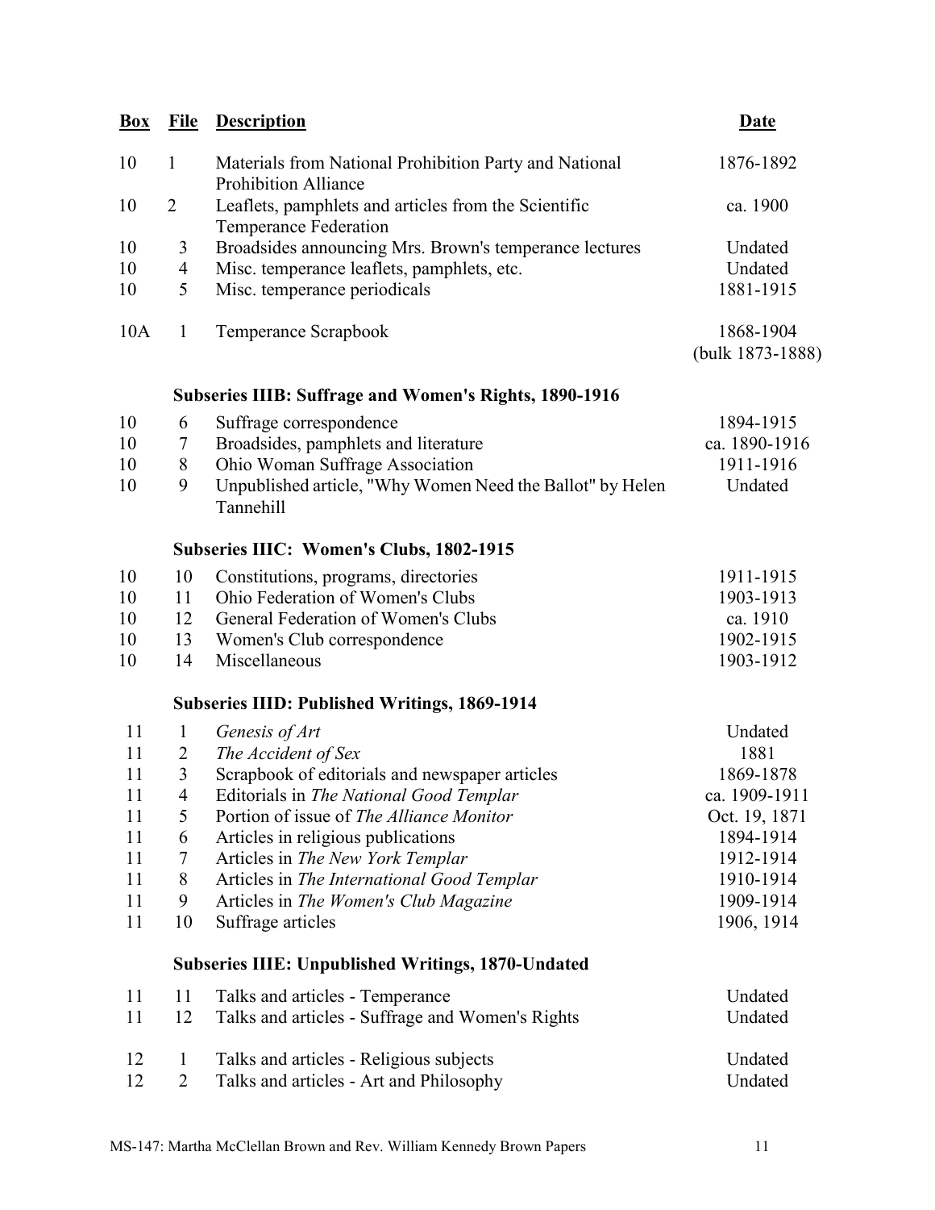| Box | File | Description | Date |
|---|---|---|---|
| 10 | 1 | Materials from National Prohibition Party and National Prohibition Alliance | 1876-1892 |
| 10 | 2 | Leaflets, pamphlets and articles from the Scientific Temperance Federation | ca. 1900 |
| 10 | 3 | Broadsides announcing Mrs. Brown's temperance lectures | Undated |
| 10 | 4 | Misc. temperance leaflets, pamphlets, etc. | Undated |
| 10 | 5 | Misc. temperance periodicals | 1881-1915 |
| 10A | 1 | Temperance Scrapbook | 1868-1904 (bulk 1873-1888) |

**Subseries IIIB: Suffrage and Women's Rights, 1890-1916**

| Box | File | Description | Date |
|---|---|---|---|
| 10 | 6 | Suffrage correspondence | 1894-1915 |
| 10 | 7 | Broadsides, pamphlets and literature | ca. 1890-1916 |
| 10 | 8 | Ohio Woman Suffrage Association | 1911-1916 |
| 10 | 9 | Unpublished article, "Why Women Need the Ballot" by Helen Tannehill | Undated |

**Subseries IIIC: Women's Clubs, 1802-1915**

| Box | File | Description | Date |
|---|---|---|---|
| 10 | 10 | Constitutions, programs, directories | 1911-1915 |
| 10 | 11 | Ohio Federation of Women's Clubs | 1903-1913 |
| 10 | 12 | General Federation of Women's Clubs | ca. 1910 |
| 10 | 13 | Women's Club correspondence | 1902-1915 |
| 10 | 14 | Miscellaneous | 1903-1912 |

**Subseries IIID: Published Writings, 1869-1914**

| Box | File | Description | Date |
|---|---|---|---|
| 11 | 1 | *Genesis of Art* | Undated |
| 11 | 2 | *The Accident of Sex* | 1881 |
| 11 | 3 | Scrapbook of editorials and newspaper articles | 1869-1878 |
| 11 | 4 | Editorials in *The National Good Templar* | ca. 1909-1911 |
| 11 | 5 | Portion of issue of *The Alliance Monitor* | Oct. 19, 1871 |
| 11 | 6 | Articles in religious publications | 1894-1914 |
| 11 | 7 | Articles in *The New York Templar* | 1912-1914 |
| 11 | 8 | Articles in *The International Good Templar* | 1910-1914 |
| 11 | 9 | Articles in *The Women's Club Magazine* | 1909-1914 |
| 11 | 10 | Suffrage articles | 1906, 1914 |

**Subseries IIIE: Unpublished Writings, 1870-Undated**

| Box | File | Description | Date |
|---|---|---|---|
| 11 | 11 | Talks and articles - Temperance | Undated |
| 11 | 12 | Talks and articles - Suffrage and Women's Rights | Undated |
| 12 | 1 | Talks and articles - Religious subjects | Undated |
| 12 | 2 | Talks and articles - Art and Philosophy | Undated |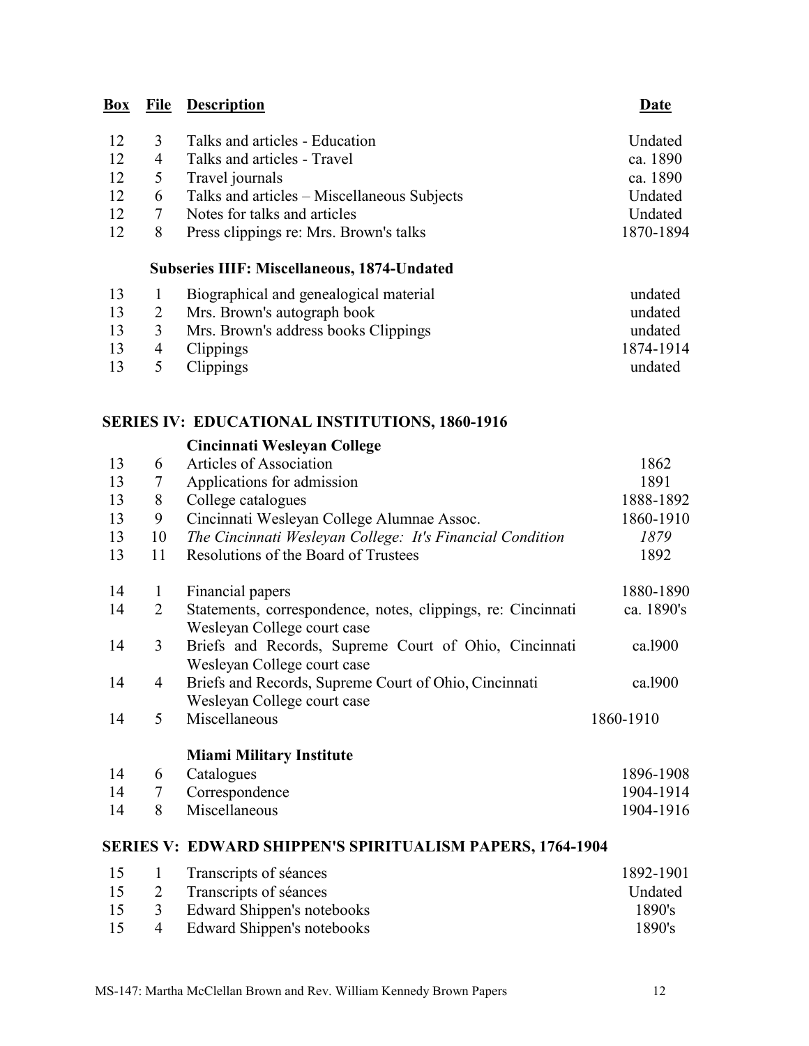| Box | File | Description | Date |
|---|---|---|---|
| 12 | 3 | Talks and articles - Education | Undated |
| 12 | 4 | Talks and articles - Travel | ca. 1890 |
| 12 | 5 | Travel journals | ca. 1890 |
| 12 | 6 | Talks and articles – Miscellaneous Subjects | Undated |
| 12 | 7 | Notes for talks and articles | Undated |
| 12 | 8 | Press clippings re: Mrs. Brown's talks | 1870-1894 |

**Subseries IIIF: Miscellaneous, 1874-Undated**

| Box | File | Description | Date |
|---|---|---|---|
| 13 | 1 | Biographical and genealogical material | undated |
| 13 | 2 | Mrs. Brown's autograph book | undated |
| 13 | 3 | Mrs. Brown's address books Clippings | undated |
| 13 | 4 | Clippings | 1874-1914 |
| 13 | 5 | Clippings | undated |

## SERIES IV: EDUCATIONAL INSTITUTIONS, 1860-1916

**Cincinnati Wesleyan College**

| Box | File | Description | Date |
|---|---|---|---|
| 13 | 6 | Articles of Association | 1862 |
| 13 | 7 | Applications for admission | 1891 |
| 13 | 8 | College catalogues | 1888-1892 |
| 13 | 9 | Cincinnati Wesleyan College Alumnae Assoc. | 1860-1910 |
| 13 | 10 | *The Cincinnati Wesleyan College: It's Financial Condition* | *1879* |
| 13 | 11 | Resolutions of the Board of Trustees | 1892 |
| 14 | 1 | Financial papers | 1880-1890 |
| 14 | 2 | Statements, correspondence, notes, clippings, re: Cincinnati Wesleyan College court case | ca. 1890's |
| 14 | 3 | Briefs and Records, Supreme Court of Ohio, Cincinnati Wesleyan College court case | ca.l900 |
| 14 | 4 | Briefs and Records, Supreme Court of Ohio, Cincinnati Wesleyan College court case | ca.l900 |
| 14 | 5 | Miscellaneous | 1860-1910 |

**Miami Military Institute**

| Box | File | Description | Date |
|---|---|---|---|
| 14 | 6 | Catalogues | 1896-1908 |
| 14 | 7 | Correspondence | 1904-1914 |
| 14 | 8 | Miscellaneous | 1904-1916 |

## SERIES V: EDWARD SHIPPEN'S SPIRITUALISM PAPERS, 1764-1904

| Box | File | Description | Date |
|---|---|---|---|
| 15 | 1 | Transcripts of séances | 1892-1901 |
| 15 | 2 | Transcripts of séances | Undated |
| 15 | 3 | Edward Shippen's notebooks | 1890's |
| 15 | 4 | Edward Shippen's notebooks | 1890's |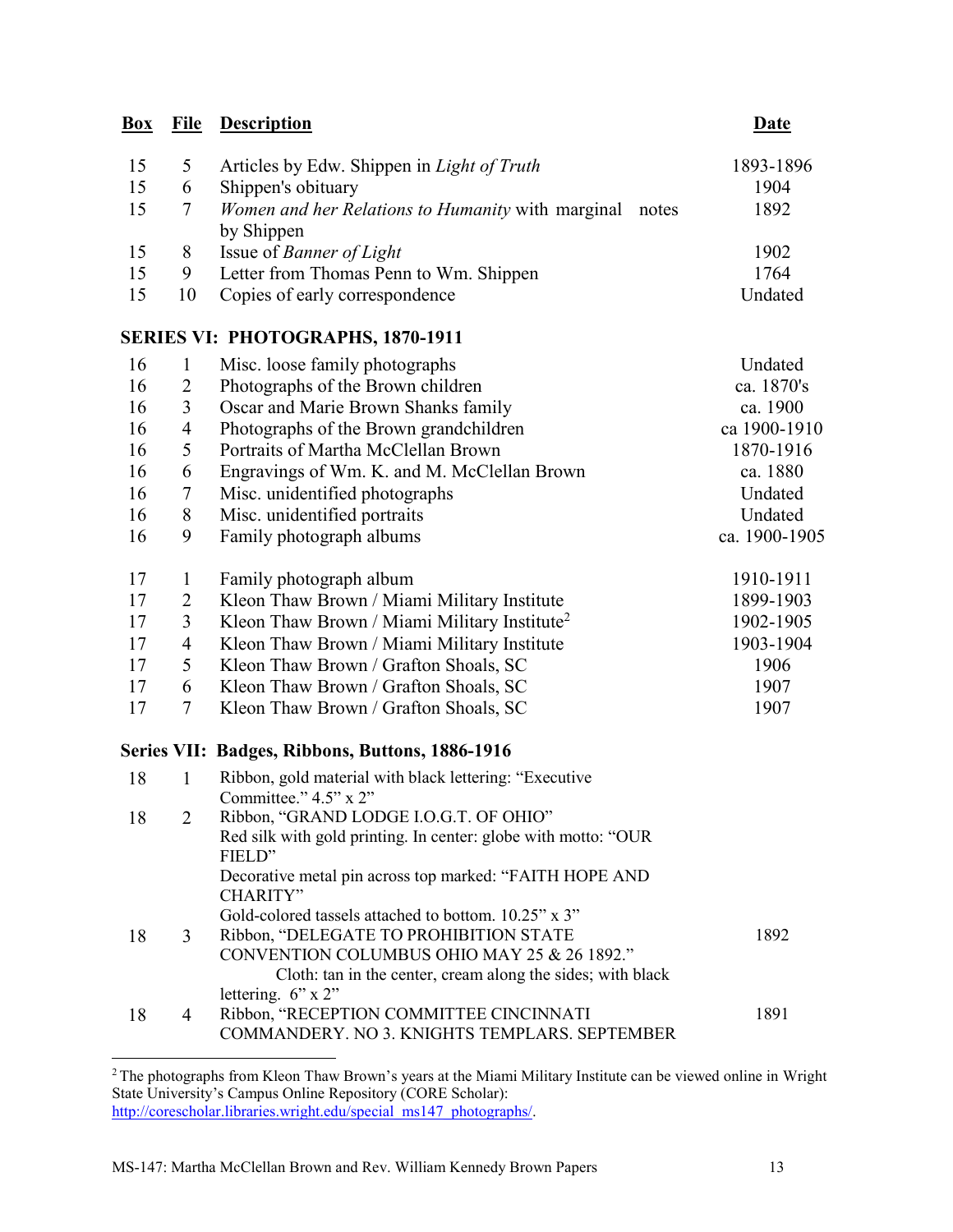| Box | File | Description | Date |
|---|---|---|---|
| 15 | 5 | Articles by Edw. Shippen in *Light of Truth* | 1893-1896 |
| 15 | 6 | Shippen's obituary | 1904 |
| 15 | 7 | *Women and her Relations to Humanity* with marginal notes by Shippen | 1892 |
| 15 | 8 | Issue of *Banner of Light* | 1902 |
| 15 | 9 | Letter from Thomas Penn to Wm. Shippen | 1764 |
| 15 | 10 | Copies of early correspondence | Undated |

### SERIES VI: PHOTOGRAPHS, 1870-1911

| Box | File | Description | Date |
|---|---|---|---|
| 16 | 1 | Misc. loose family photographs | Undated |
| 16 | 2 | Photographs of the Brown children | ca. 1870's |
| 16 | 3 | Oscar and Marie Brown Shanks family | ca. 1900 |
| 16 | 4 | Photographs of the Brown grandchildren | ca 1900-1910 |
| 16 | 5 | Portraits of Martha McClellan Brown | 1870-1916 |
| 16 | 6 | Engravings of Wm. K. and M. McClellan Brown | ca. 1880 |
| 16 | 7 | Misc. unidentified photographs | Undated |
| 16 | 8 | Misc. unidentified portraits | Undated |
| 16 | 9 | Family photograph albums | ca. 1900-1905 |
| 17 | 1 | Family photograph album | 1910-1911 |
| 17 | 2 | Kleon Thaw Brown / Miami Military Institute | 1899-1903 |
| 17 | 3 | Kleon Thaw Brown / Miami Military Institute[2] | 1902-1905 |
| 17 | 4 | Kleon Thaw Brown / Miami Military Institute | 1903-1904 |
| 17 | 5 | Kleon Thaw Brown / Grafton Shoals, SC | 1906 |
| 17 | 6 | Kleon Thaw Brown / Grafton Shoals, SC | 1907 |
| 17 | 7 | Kleon Thaw Brown / Grafton Shoals, SC | 1907 |

### Series VII: Badges, Ribbons, Buttons, 1886-1916

| Box | File | Description | Date |
|---|---|---|---|
| 18 | 1 | Ribbon, gold material with black lettering: "Executive Committee." 4.5" x 2" | |
| 18 | 2 | Ribbon, "GRAND LODGE I.O.G.T. OF OHIO" Red silk with gold printing. In center: globe with motto: "OUR FIELD" Decorative metal pin across top marked: "FAITH HOPE AND CHARITY" Gold-colored tassels attached to bottom. 10.25" x 3" | |
| 18 | 3 | Ribbon, "DELEGATE TO PROHIBITION STATE CONVENTION COLUMBUS OHIO MAY 25 & 26 1892." Cloth: tan in the center, cream along the sides; with black lettering. 6" x 2" | 1892 |
| 18 | 4 | Ribbon, "RECEPTION COMMITTEE CINCINNATI COMMANDERY. NO 3. KNIGHTS TEMPLARS. SEPTEMBER | 1891 |

[2] The photographs from Kleon Thaw Brown's years at the Miami Military Institute can be viewed online in Wright State University's Campus Online Repository (CORE Scholar): http://corescholar.libraries.wright.edu/special_ms147_photographs/.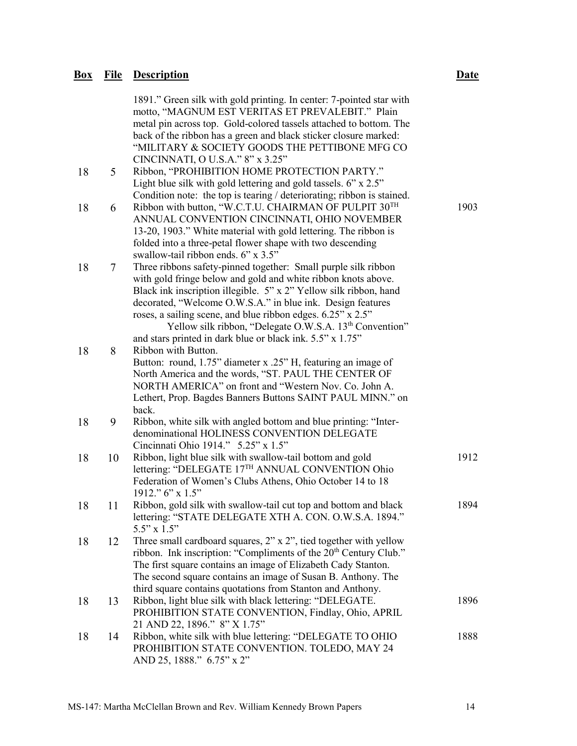| Box | File | Description | Date |
|---|---|---|---|
| | | 1891." Green silk with gold printing. In center: 7-pointed star with motto, "MAGNUM EST VERITAS ET PREVALEBIT." Plain metal pin across top. Gold-colored tassels attached to bottom. The back of the ribbon has a green and black sticker closure marked: "MILITARY & SOCIETY GOODS THE PETTIBONE MFG CO CINCINNATI, O U.S.A." 8" x 3.25" | |
| 18 | 5 | Ribbon, "PROHIBITION HOME PROTECTION PARTY." Light blue silk with gold lettering and gold tassels. 6" x 2.5" Condition note: the top is tearing / deteriorating; ribbon is stained. | |
| 18 | 6 | Ribbon with button, "W.C.T.U. CHAIRMAN OF PULPIT 30TH ANNUAL CONVENTION CINCINNATI, OHIO NOVEMBER 13-20, 1903." White material with gold lettering. The ribbon is folded into a three-petal flower shape with two descending swallow-tail ribbon ends. 6" x 3.5" | 1903 |
| 18 | 7 | Three ribbons safety-pinned together: Small purple silk ribbon with gold fringe below and gold and white ribbon knots above. Black ink inscription illegible. 5" x 2" Yellow silk ribbon, hand decorated, "Welcome O.W.S.A." in blue ink. Design features roses, a sailing scene, and blue ribbon edges. 6.25" x 2.5" Yellow silk ribbon, "Delegate O.W.S.A. 13th Convention" and stars printed in dark blue or black ink. 5.5" x 1.75" | |
| 18 | 8 | Ribbon with Button. Button: round, 1.75" diameter x .25" H, featuring an image of North America and the words, "ST. PAUL THE CENTER OF NORTH AMERICA" on front and "Western Nov. Co. John A. Lethert, Prop. Bagdes Banners Buttons SAINT PAUL MINN." on back. | |
| 18 | 9 | Ribbon, white silk with angled bottom and blue printing: "Inter-denominational HOLINESS CONVENTION DELEGATE Cincinnati Ohio 1914." 5.25" x 1.5" | |
| 18 | 10 | Ribbon, light blue silk with swallow-tail bottom and gold lettering: "DELEGATE 17TH ANNUAL CONVENTION Ohio Federation of Women's Clubs Athens, Ohio October 14 to 18 1912." 6" x 1.5" | 1912 |
| 18 | 11 | Ribbon, gold silk with swallow-tail cut top and bottom and black lettering: "STATE DELEGATE XTH A. CON. O.W.S.A. 1894." 5.5" x 1.5" | 1894 |
| 18 | 12 | Three small cardboard squares, 2" x 2", tied together with yellow ribbon. Ink inscription: "Compliments of the 20th Century Club." The first square contains an image of Elizabeth Cady Stanton. The second square contains an image of Susan B. Anthony. The third square contains quotations from Stanton and Anthony. | |
| 18 | 13 | Ribbon, light blue silk with black lettering: "DELEGATE. PROHIBITION STATE CONVENTION, Findlay, Ohio, APRIL 21 AND 22, 1896." 8" X 1.75" | 1896 |
| 18 | 14 | Ribbon, white silk with blue lettering: "DELEGATE TO OHIO PROHIBITION STATE CONVENTION. TOLEDO, MAY 24 AND 25, 1888." 6.75" x 2" | 1888 |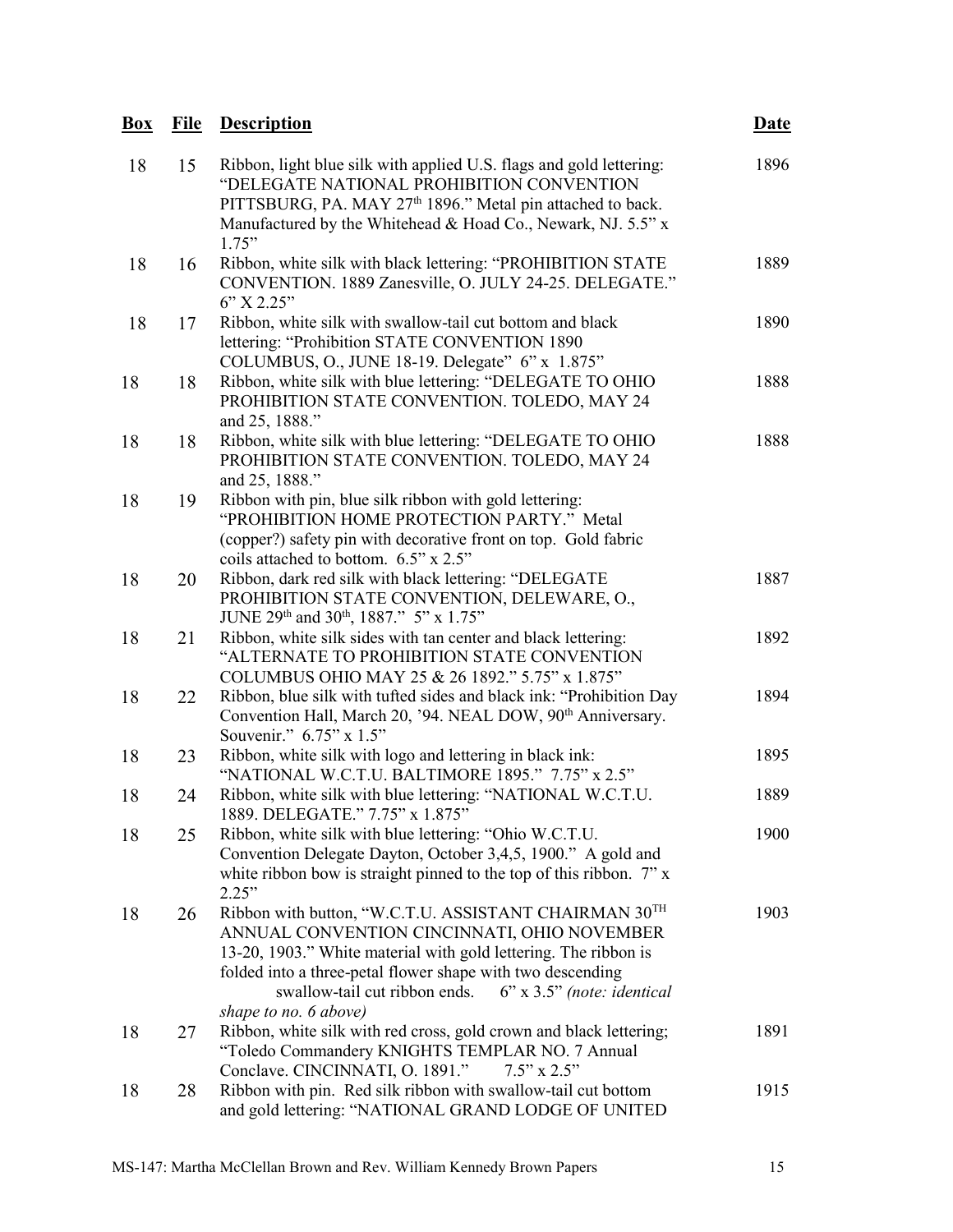| Box | File | Description | Date |
|---|---|---|---|
| 18 | 15 | Ribbon, light blue silk with applied U.S. flags and gold lettering: "DELEGATE NATIONAL PROHIBITION CONVENTION PITTSBURG, PA. MAY 27th 1896." Metal pin attached to back. Manufactured by the Whitehead & Hoad Co., Newark, NJ. 5.5" x 1.75" | 1896 |
| 18 | 16 | Ribbon, white silk with black lettering: "PROHIBITION STATE CONVENTION. 1889 Zanesville, O. JULY 24-25. DELEGATE." 6" X 2.25" | 1889 |
| 18 | 17 | Ribbon, white silk with swallow-tail cut bottom and black lettering: "Prohibition STATE CONVENTION 1890 COLUMBUS, O., JUNE 18-19. Delegate" 6" x 1.875" | 1890 |
| 18 | 18 | Ribbon, white silk with blue lettering: "DELEGATE TO OHIO PROHIBITION STATE CONVENTION. TOLEDO, MAY 24 and 25, 1888." | 1888 |
| 18 | 18 | Ribbon, white silk with blue lettering: "DELEGATE TO OHIO PROHIBITION STATE CONVENTION. TOLEDO, MAY 24 and 25, 1888." | 1888 |
| 18 | 19 | Ribbon with pin, blue silk ribbon with gold lettering: "PROHIBITION HOME PROTECTION PARTY." Metal (copper?) safety pin with decorative front on top. Gold fabric coils attached to bottom. 6.5" x 2.5" | |
| 18 | 20 | Ribbon, dark red silk with black lettering: "DELEGATE PROHIBITION STATE CONVENTION, DELEWARE, O., JUNE 29th and 30th, 1887." 5" x 1.75" | 1887 |
| 18 | 21 | Ribbon, white silk sides with tan center and black lettering: "ALTERNATE TO PROHIBITION STATE CONVENTION COLUMBUS OHIO MAY 25 & 26 1892." 5.75" x 1.875" | 1892 |
| 18 | 22 | Ribbon, blue silk with tufted sides and black ink: "Prohibition Day Convention Hall, March 20, '94. NEAL DOW, 90th Anniversary. Souvenir." 6.75" x 1.5" | 1894 |
| 18 | 23 | Ribbon, white silk with logo and lettering in black ink: "NATIONAL W.C.T.U. BALTIMORE 1895." 7.75" x 2.5" | 1895 |
| 18 | 24 | Ribbon, white silk with blue lettering: "NATIONAL W.C.T.U. 1889. DELEGATE." 7.75" x 1.875" | 1889 |
| 18 | 25 | Ribbon, white silk with blue lettering: "Ohio W.C.T.U. Convention Delegate Dayton, October 3,4,5, 1900." A gold and white ribbon bow is straight pinned to the top of this ribbon. 7" x 2.25" | 1900 |
| 18 | 26 | Ribbon with button, "W.C.T.U. ASSISTANT CHAIRMAN 30TH ANNUAL CONVENTION CINCINNATI, OHIO NOVEMBER 13-20, 1903." White material with gold lettering. The ribbon is folded into a three-petal flower shape with two descending swallow-tail cut ribbon ends. 6" x 3.5" *(note: identical shape to no. 6 above)* | 1903 |
| 18 | 27 | Ribbon, white silk with red cross, gold crown and black lettering; "Toledo Commandery KNIGHTS TEMPLAR NO. 7 Annual Conclave. CINCINNATI, O. 1891." 7.5" x 2.5" | 1891 |
| 18 | 28 | Ribbon with pin. Red silk ribbon with swallow-tail cut bottom and gold lettering: "NATIONAL GRAND LODGE OF UNITED | 1915 |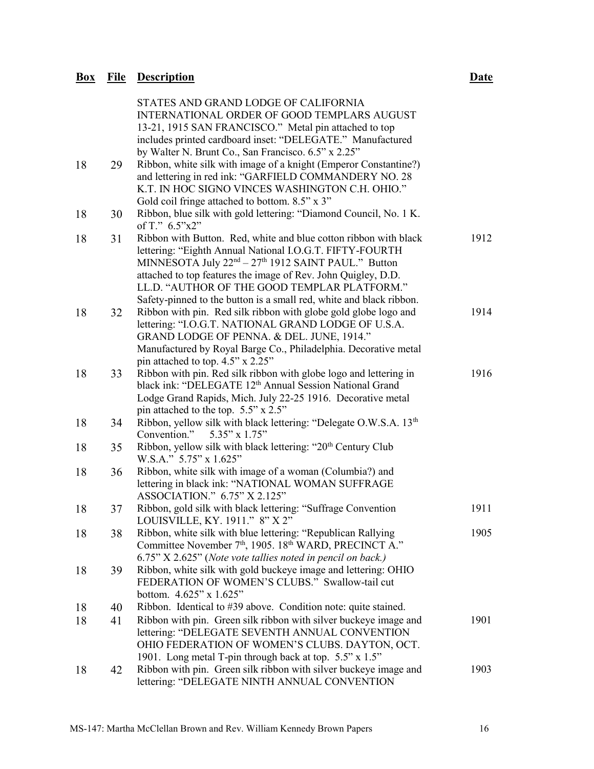| Box | File | Description | Date |
|---|---|---|---|
| | | STATES AND GRAND LODGE OF CALIFORNIA INTERNATIONAL ORDER OF GOOD TEMPLARS AUGUST 13-21, 1915 SAN FRANCISCO." Metal pin attached to top includes printed cardboard inset: "DELEGATE." Manufactured by Walter N. Brunt Co., San Francisco. 6.5" x 2.25" | |
| 18 | 29 | Ribbon, white silk with image of a knight (Emperor Constantine?) and lettering in red ink: "GARFIELD COMMANDERY NO. 28 K.T. IN HOC SIGNO VINCES WASHINGTON C.H. OHIO." Gold coil fringe attached to bottom. 8.5" x 3" | |
| 18 | 30 | Ribbon, blue silk with gold lettering: "Diamond Council, No. 1 K. of T." 6.5"x2" | |
| 18 | 31 | Ribbon with Button. Red, white and blue cotton ribbon with black lettering: "Eighth Annual National I.O.G.T. FIFTY-FOURTH MINNESOTA July 22nd – 27th 1912 SAINT PAUL." Button attached to top features the image of Rev. John Quigley, D.D. LL.D. "AUTHOR OF THE GOOD TEMPLAR PLATFORM." Safety-pinned to the button is a small red, white and black ribbon. | 1912 |
| 18 | 32 | Ribbon with pin. Red silk ribbon with globe gold globe logo and lettering: "I.O.G.T. NATIONAL GRAND LODGE OF U.S.A. GRAND LODGE OF PENNA. & DEL. JUNE, 1914." Manufactured by Royal Barge Co., Philadelphia. Decorative metal pin attached to top. 4.5" x 2.25" | 1914 |
| 18 | 33 | Ribbon with pin. Red silk ribbon with globe logo and lettering in black ink: "DELEGATE 12th Annual Session National Grand Lodge Grand Rapids, Mich. July 22-25 1916. Decorative metal pin attached to the top. 5.5" x 2.5" | 1916 |
| 18 | 34 | Ribbon, yellow silk with black lettering: "Delegate O.W.S.A. 13th Convention." 5.35" x 1.75" | |
| 18 | 35 | Ribbon, yellow silk with black lettering: "20th Century Club W.S.A." 5.75" x 1.625" | |
| 18 | 36 | Ribbon, white silk with image of a woman (Columbia?) and lettering in black ink: "NATIONAL WOMAN SUFFRAGE ASSOCIATION." 6.75" X 2.125" | |
| 18 | 37 | Ribbon, gold silk with black lettering: "Suffrage Convention LOUISVILLE, KY. 1911." 8" X 2" | 1911 |
| 18 | 38 | Ribbon, white silk with blue lettering: "Republican Rallying Committee November 7th, 1905. 18th WARD, PRECINCT A." 6.75" X 2.625" (*Note vote tallies noted in pencil on back.*) | 1905 |
| 18 | 39 | Ribbon, white silk with gold buckeye image and lettering: OHIO FEDERATION OF WOMEN'S CLUBS." Swallow-tail cut bottom. 4.625" x 1.625" | |
| 18 | 40 | Ribbon. Identical to #39 above. Condition note: quite stained. | |
| 18 | 41 | Ribbon with pin. Green silk ribbon with silver buckeye image and lettering: "DELEGATE SEVENTH ANNUAL CONVENTION OHIO FEDERATION OF WOMEN'S CLUBS. DAYTON, OCT. 1901. Long metal T-pin through back at top. 5.5" x 1.5" | 1901 |
| 18 | 42 | Ribbon with pin. Green silk ribbon with silver buckeye image and lettering: "DELEGATE NINTH ANNUAL CONVENTION | 1903 |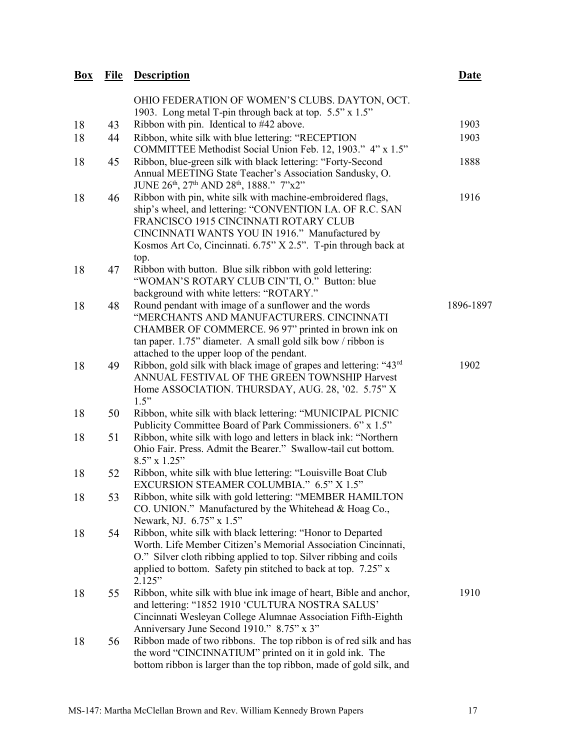| Box | File | Description | Date |
|---|---|---|---|
| | | OHIO FEDERATION OF WOMEN'S CLUBS. DAYTON, OCT. 1903. Long metal T-pin through back at top. 5.5" x 1.5" | |
| 18 | 43 | Ribbon with pin. Identical to #42 above. | 1903 |
| 18 | 44 | Ribbon, white silk with blue lettering: "RECEPTION COMMITTEE Methodist Social Union Feb. 12, 1903." 4" x 1.5" | 1903 |
| 18 | 45 | Ribbon, blue-green silk with black lettering: "Forty-Second Annual MEETING State Teacher's Association Sandusky, O. JUNE 26th, 27th AND 28th, 1888." 7"x2" | 1888 |
| 18 | 46 | Ribbon with pin, white silk with machine-embroidered flags, ship's wheel, and lettering: "CONVENTION I.A. OF R.C. SAN FRANCISCO 1915 CINCINNATI ROTARY CLUB CINCINNATI WANTS YOU IN 1916." Manufactured by Kosmos Art Co, Cincinnati. 6.75" X 2.5". T-pin through back at top. | 1916 |
| 18 | 47 | Ribbon with button. Blue silk ribbon with gold lettering: "WOMAN'S ROTARY CLUB CIN'TI, O." Button: blue background with white letters: "ROTARY." | |
| 18 | 48 | Round pendant with image of a sunflower and the words "MERCHANTS AND MANUFACTURERS. CINCINNATI CHAMBER OF COMMERCE. 96 97" printed in brown ink on tan paper. 1.75" diameter. A small gold silk bow / ribbon is attached to the upper loop of the pendant. | 1896-1897 |
| 18 | 49 | Ribbon, gold silk with black image of grapes and lettering: "43rd ANNUAL FESTIVAL OF THE GREEN TOWNSHIP Harvest Home ASSOCIATION. THURSDAY, AUG. 28, '02. 5.75" X 1.5" | 1902 |
| 18 | 50 | Ribbon, white silk with black lettering: "MUNICIPAL PICNIC Publicity Committee Board of Park Commissioners. 6" x 1.5" | |
| 18 | 51 | Ribbon, white silk with logo and letters in black ink: "Northern Ohio Fair. Press. Admit the Bearer." Swallow-tail cut bottom. 8.5" x 1.25" | |
| 18 | 52 | Ribbon, white silk with blue lettering: "Louisville Boat Club EXCURSION STEAMER COLUMBIA." 6.5" X 1.5" | |
| 18 | 53 | Ribbon, white silk with gold lettering: "MEMBER HAMILTON CO. UNION." Manufactured by the Whitehead & Hoag Co., Newark, NJ. 6.75" x 1.5" | |
| 18 | 54 | Ribbon, white silk with black lettering: "Honor to Departed Worth. Life Member Citizen's Memorial Association Cincinnati, O." Silver cloth ribbing applied to top. Silver ribbing and coils applied to bottom. Safety pin stitched to back at top. 7.25" x 2.125" | |
| 18 | 55 | Ribbon, white silk with blue ink image of heart, Bible and anchor, and lettering: "1852 1910 'CULTURA NOSTRA SALUS' Cincinnati Wesleyan College Alumnae Association Fifth-Eighth Anniversary June Second 1910." 8.75" x 3" | 1910 |
| 18 | 56 | Ribbon made of two ribbons. The top ribbon is of red silk and has the word "CINCINNATIUM" printed on it in gold ink. The bottom ribbon is larger than the top ribbon, made of gold silk, and | |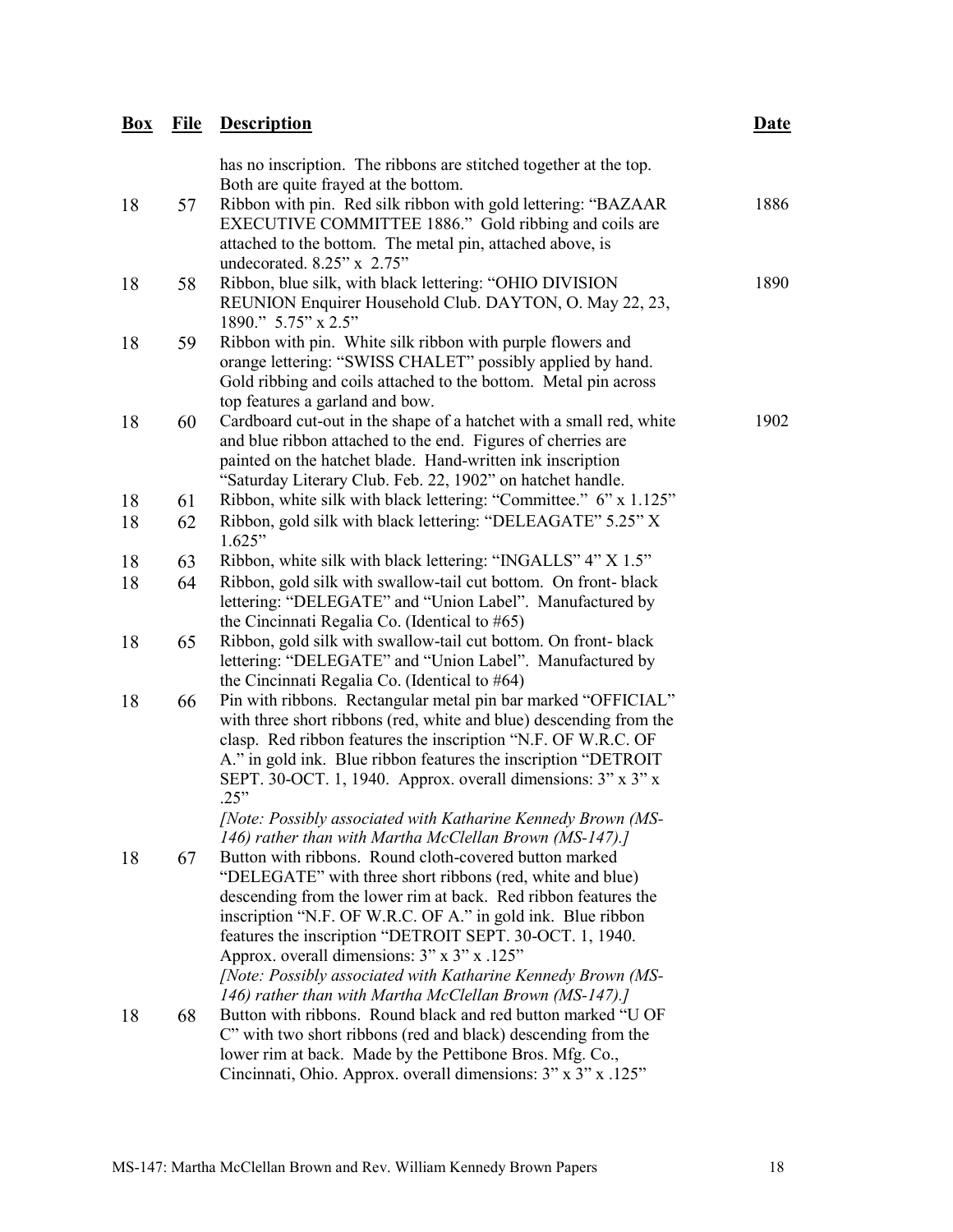| Box | File | Description | Date |
|---|---|---|---|
| | | has no inscription. The ribbons are stitched together at the top. Both are quite frayed at the bottom. | |
| 18 | 57 | Ribbon with pin. Red silk ribbon with gold lettering: "BAZAAR EXECUTIVE COMMITTEE 1886." Gold ribbing and coils are attached to the bottom. The metal pin, attached above, is undecorated. 8.25" x 2.75" | 1886 |
| 18 | 58 | Ribbon, blue silk, with black lettering: "OHIO DIVISION REUNION Enquirer Household Club. DAYTON, O. May 22, 23, 1890." 5.75" x 2.5" | 1890 |
| 18 | 59 | Ribbon with pin. White silk ribbon with purple flowers and orange lettering: "SWISS CHALET" possibly applied by hand. Gold ribbing and coils attached to the bottom. Metal pin across top features a garland and bow. | |
| 18 | 60 | Cardboard cut-out in the shape of a hatchet with a small red, white and blue ribbon attached to the end. Figures of cherries are painted on the hatchet blade. Hand-written ink inscription "Saturday Literary Club. Feb. 22, 1902" on hatchet handle. | 1902 |
| 18 | 61 | Ribbon, white silk with black lettering: "Committee." 6" x 1.125" | |
| 18 | 62 | Ribbon, gold silk with black lettering: "DELEAGATE" 5.25" X 1.625" | |
| 18 | 63 | Ribbon, white silk with black lettering: "INGALLS" 4" X 1.5" | |
| 18 | 64 | Ribbon, gold silk with swallow-tail cut bottom. On front- black lettering: "DELEGATE" and "Union Label". Manufactured by the Cincinnati Regalia Co. (Identical to #65) | |
| 18 | 65 | Ribbon, gold silk with swallow-tail cut bottom. On front- black lettering: "DELEGATE" and "Union Label". Manufactured by the Cincinnati Regalia Co. (Identical to #64) | |
| 18 | 66 | Pin with ribbons. Rectangular metal pin bar marked "OFFICIAL" with three short ribbons (red, white and blue) descending from the clasp. Red ribbon features the inscription "N.F. OF W.R.C. OF A." in gold ink. Blue ribbon features the inscription "DETROIT SEPT. 30-OCT. 1, 1940. Approx. overall dimensions: 3" x 3" x .25" *[Note: Possibly associated with Katharine Kennedy Brown (MS-146) rather than with Martha McClellan Brown (MS-147).]* | |
| 18 | 67 | Button with ribbons. Round cloth-covered button marked "DELEGATE" with three short ribbons (red, white and blue) descending from the lower rim at back. Red ribbon features the inscription "N.F. OF W.R.C. OF A." in gold ink. Blue ribbon features the inscription "DETROIT SEPT. 30-OCT. 1, 1940. Approx. overall dimensions: 3" x 3" x .125" *[Note: Possibly associated with Katharine Kennedy Brown (MS-146) rather than with Martha McClellan Brown (MS-147).]* | |
| 18 | 68 | Button with ribbons. Round black and red button marked "U OF C" with two short ribbons (red and black) descending from the lower rim at back. Made by the Pettibone Bros. Mfg. Co., Cincinnati, Ohio. Approx. overall dimensions: 3" x 3" x .125" | |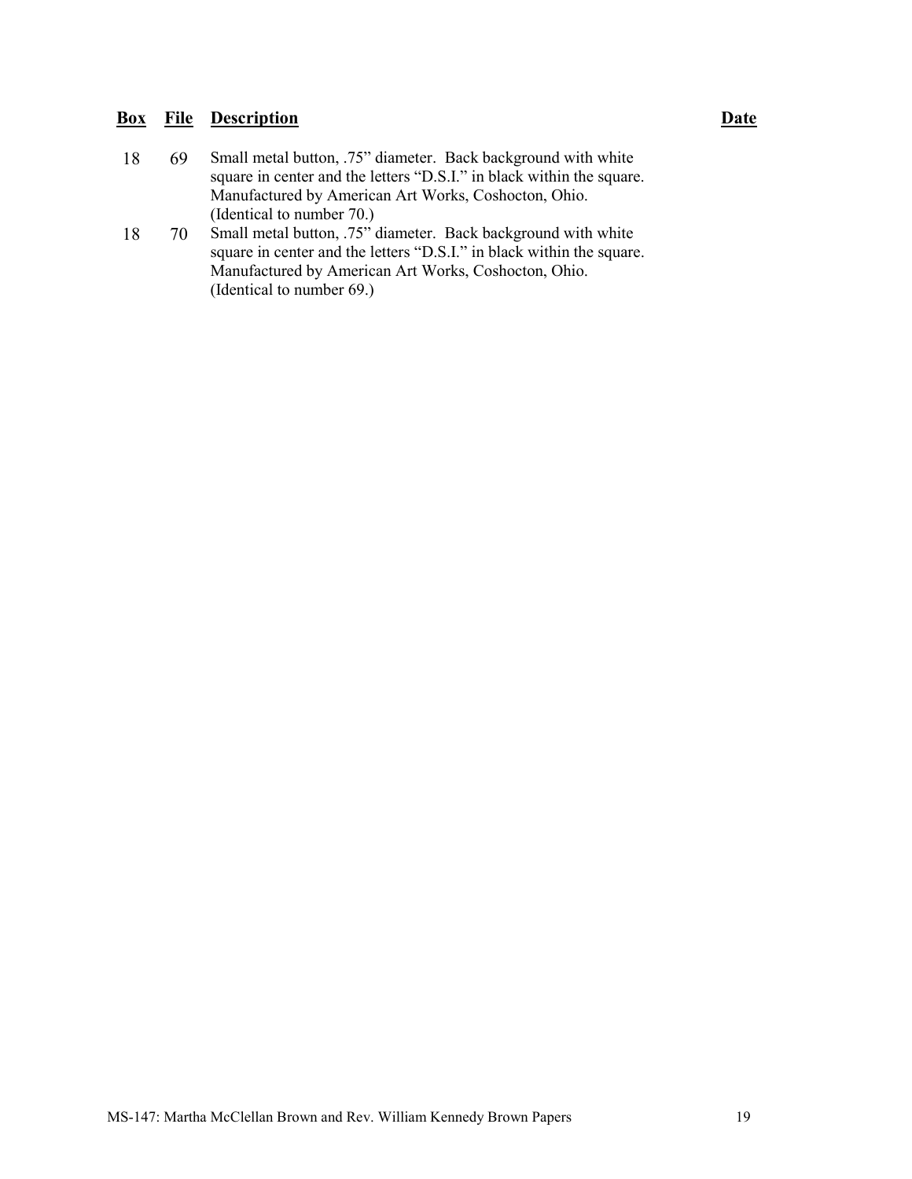| Box | File | Description | Date |
|---|---|---|---|
| 18 | 69 | Small metal button, .75" diameter. Back background with white square in center and the letters "D.S.I." in black within the square. Manufactured by American Art Works, Coshocton, Ohio. (Identical to number 70.) | |
| 18 | 70 | Small metal button, .75" diameter. Back background with white square in center and the letters "D.S.I." in black within the square. Manufactured by American Art Works, Coshocton, Ohio. (Identical to number 69.) | |